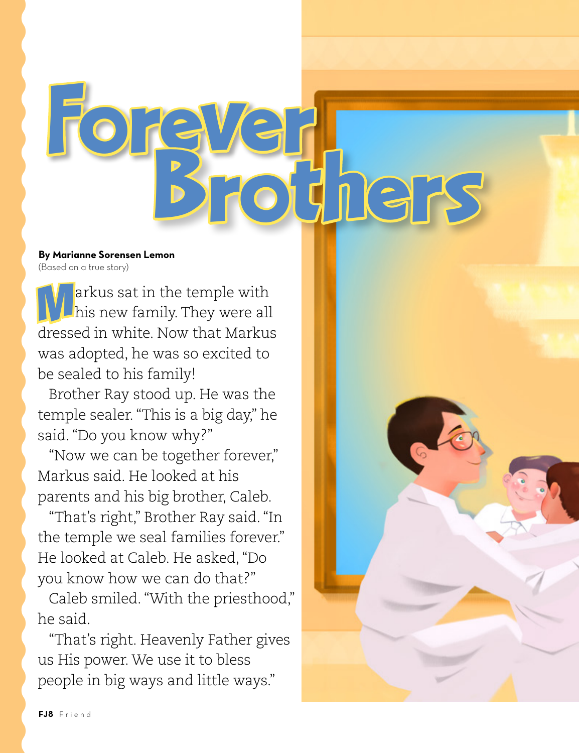# Forever Brothers

**By Marianne Sorensen Lemon**
(Based on a true story)

Markus sat in the temple with his new family. They were all dressed in white. Now that Markus was adopted, he was so excited to be sealed to his family!

Brother Ray stood up. He was the temple sealer. "This is a big day," he said. "Do you know why?"

"Now we can be together forever," Markus said. He looked at his parents and his big brother, Caleb.

"That's right," Brother Ray said. "In the temple we seal families forever." He looked at Caleb. He asked, "Do you know how we can do that?"

Caleb smiled. "With the priesthood," he said.

"That's right. Heavenly Father gives us His power. We use it to bless people in big ways and little ways."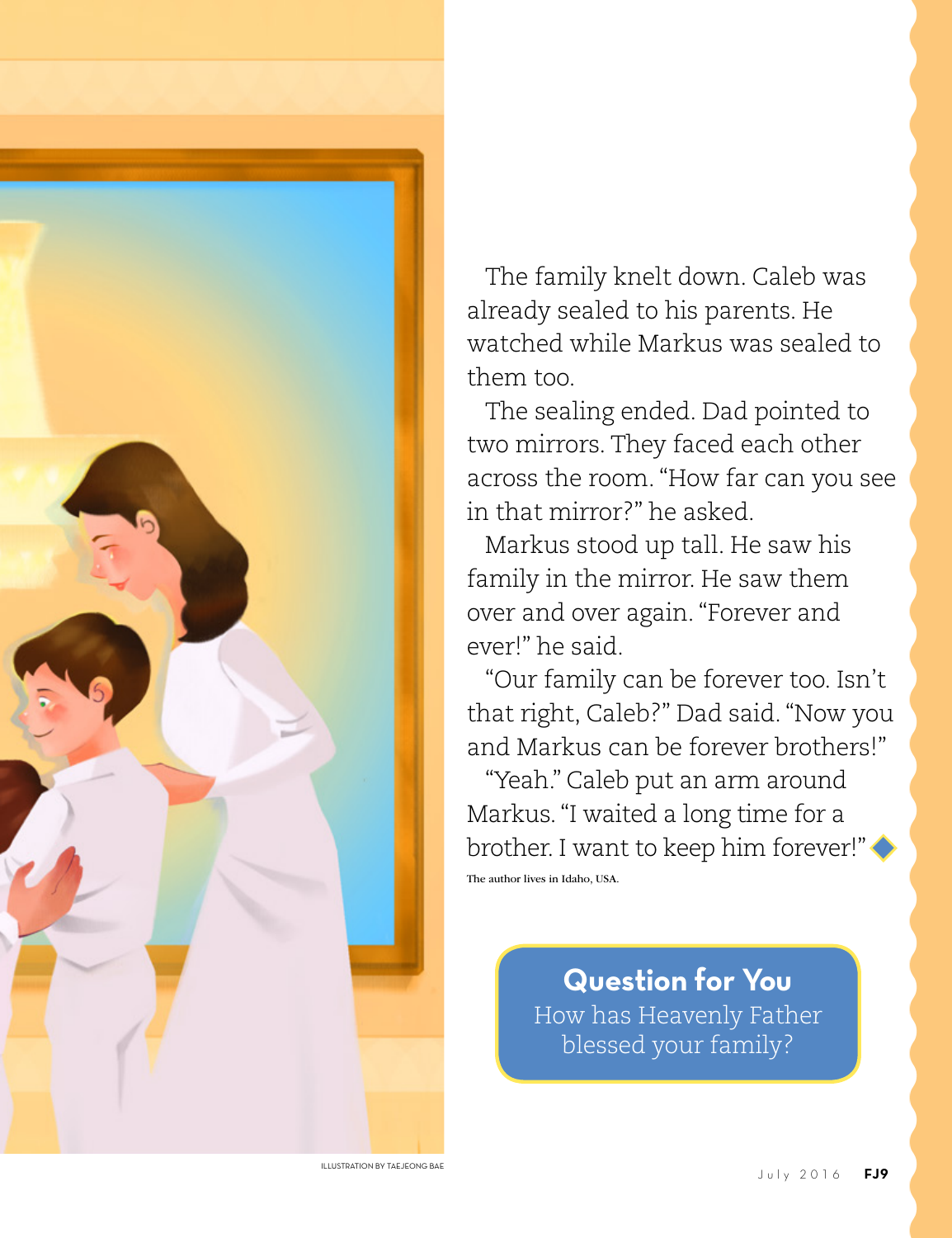The family knelt down. Caleb was already sealed to his parents. He watched while Markus was sealed to them too.

The sealing ended. Dad pointed to two mirrors. They faced each other across the room. "How far can you see in that mirror?" he asked.

Markus stood up tall. He saw his family in the mirror. He saw them over and over again. "Forever and ever!" he said.

"Our family can be forever too. Isn't that right, Caleb?" Dad said. "Now you and Markus can be forever brothers!"

"Yeah." Caleb put an arm around Markus. "I waited a long time for a brother. I want to keep him forever!" ◆

The author lives in Idaho, USA.

**Question for You**

How has Heavenly Father blessed your family?

ILLUSTRATION BY TAEJEONG BAE